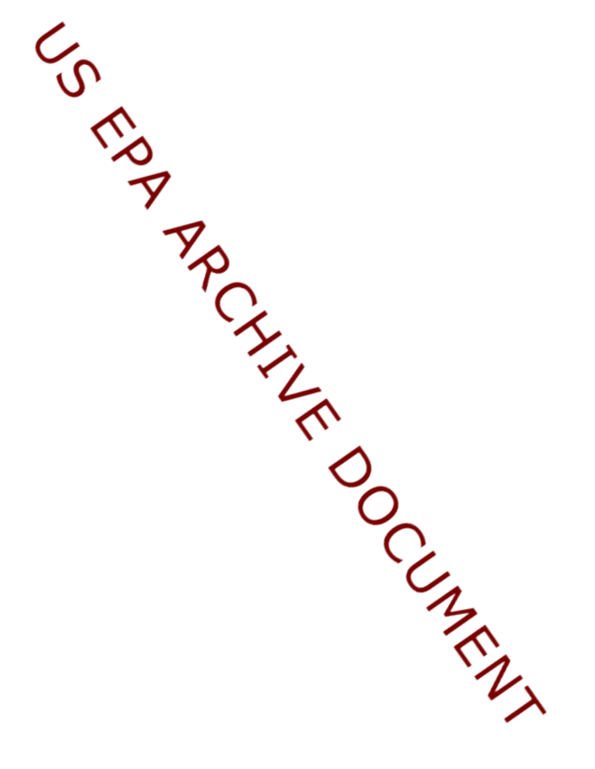US EPA ARCHIVE DOCUMENT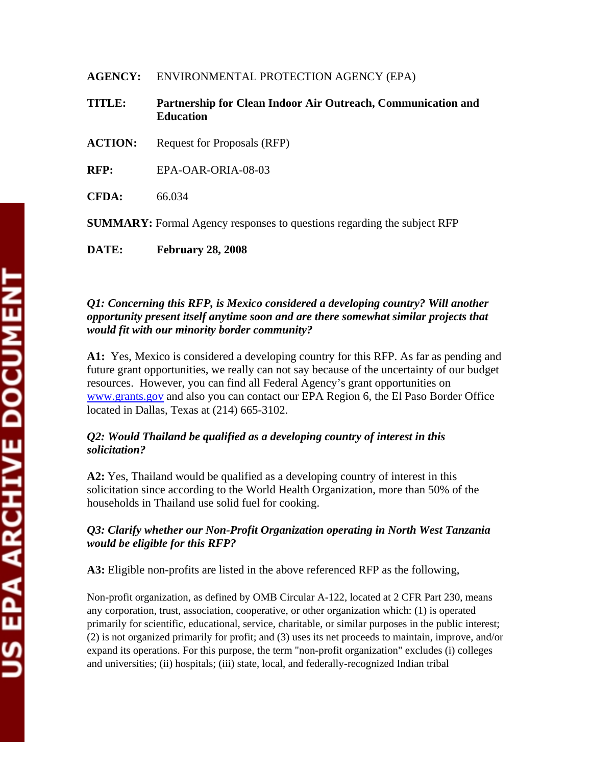**AGENCY:** ENVIRONMENTAL PROTECTION AGENCY (EPA)

**TITLE:** **Partnership for Clean Indoor Air Outreach, Communication and Education**

**ACTION:** Request for Proposals (RFP)

**RFP:** EPA-OAR-ORIA-08-03

**CFDA:** 66.034

**SUMMARY:** Formal Agency responses to questions regarding the subject RFP

**DATE:** **February 28, 2008**

***Q1: Concerning this RFP, is Mexico considered a developing country? Will another opportunity present itself anytime soon and are there somewhat similar projects that would fit with our minority border community?***

**A1:** Yes, Mexico is considered a developing country for this RFP. As far as pending and future grant opportunities, we really can not say because of the uncertainty of our budget resources. However, you can find all Federal Agency's grant opportunities on www.grants.gov and also you can contact our EPA Region 6, the El Paso Border Office located in Dallas, Texas at (214) 665-3102.

***Q2: Would Thailand be qualified as a developing country of interest in this solicitation?***

**A2:** Yes, Thailand would be qualified as a developing country of interest in this solicitation since according to the World Health Organization, more than 50% of the households in Thailand use solid fuel for cooking.

***Q3: Clarify whether our Non-Profit Organization operating in North West Tanzania would be eligible for this RFP?***

**A3:** Eligible non-profits are listed in the above referenced RFP as the following,

Non-profit organization, as defined by OMB Circular A-122, located at 2 CFR Part 230, means any corporation, trust, association, cooperative, or other organization which: (1) is operated primarily for scientific, educational, service, charitable, or similar purposes in the public interest; (2) is not organized primarily for profit; and (3) uses its net proceeds to maintain, improve, and/or expand its operations. For this purpose, the term "non-profit organization" excludes (i) colleges and universities; (ii) hospitals; (iii) state, local, and federally-recognized Indian tribal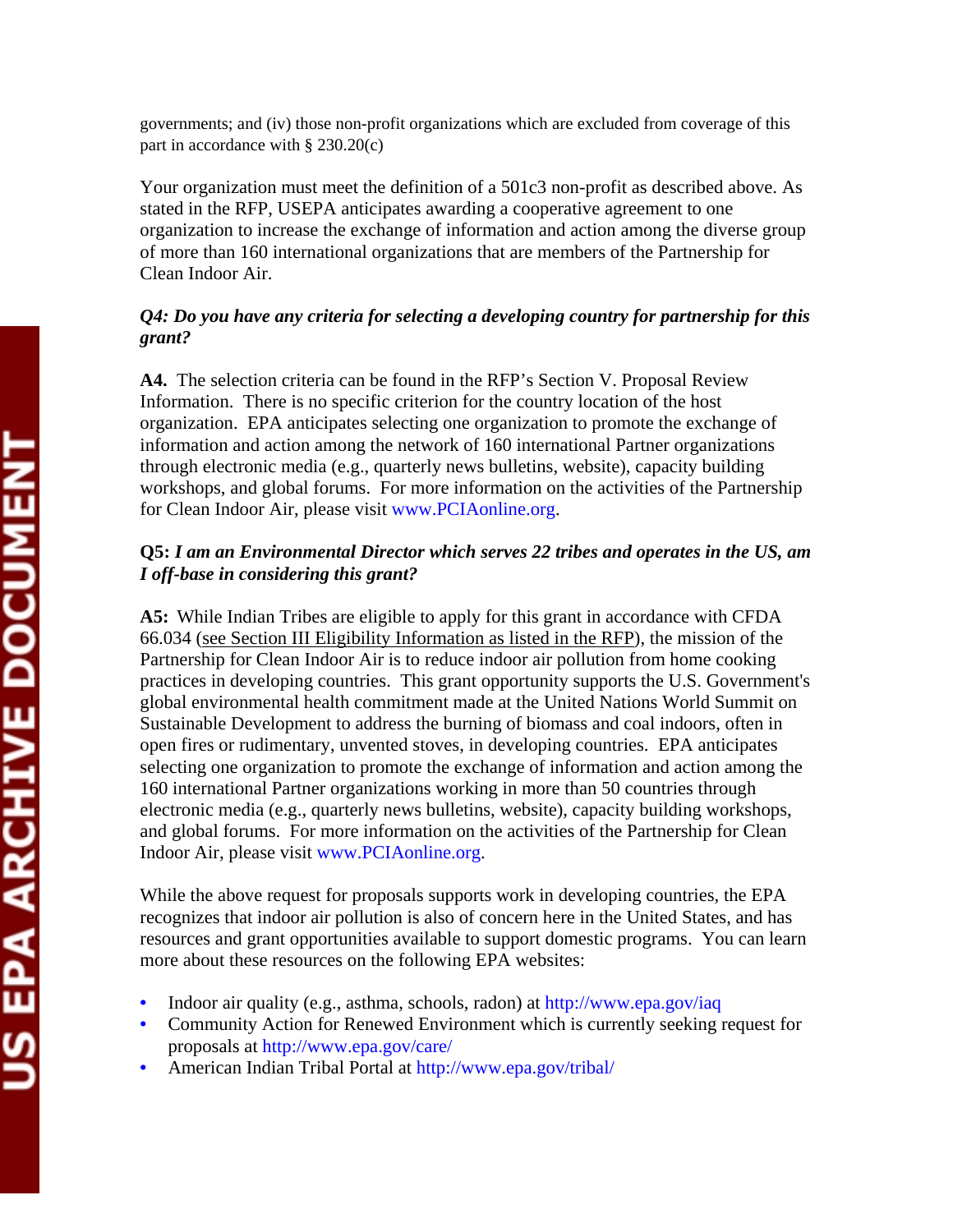governments; and (iv) those non-profit organizations which are excluded from coverage of this part in accordance with § 230.20(c)

Your organization must meet the definition of a 501c3 non-profit as described above. As stated in the RFP, USEPA anticipates awarding a cooperative agreement to one organization to increase the exchange of information and action among the diverse group of more than 160 international organizations that are members of the Partnership for Clean Indoor Air.

***Q4: Do you have any criteria for selecting a developing country for partnership for this grant?***

**A4.** The selection criteria can be found in the RFP's Section V. Proposal Review Information. There is no specific criterion for the country location of the host organization. EPA anticipates selecting one organization to promote the exchange of information and action among the network of 160 international Partner organizations through electronic media (e.g., quarterly news bulletins, website), capacity building workshops, and global forums. For more information on the activities of the Partnership for Clean Indoor Air, please visit www.PCIAonline.org.

**Q5:** ***I am an Environmental Director which serves 22 tribes and operates in the US, am I off-base in considering this grant?***

**A5:** While Indian Tribes are eligible to apply for this grant in accordance with CFDA 66.034 (see Section III Eligibility Information as listed in the RFP), the mission of the Partnership for Clean Indoor Air is to reduce indoor air pollution from home cooking practices in developing countries. This grant opportunity supports the U.S. Government's global environmental health commitment made at the United Nations World Summit on Sustainable Development to address the burning of biomass and coal indoors, often in open fires or rudimentary, unvented stoves, in developing countries. EPA anticipates selecting one organization to promote the exchange of information and action among the 160 international Partner organizations working in more than 50 countries through electronic media (e.g., quarterly news bulletins, website), capacity building workshops, and global forums. For more information on the activities of the Partnership for Clean Indoor Air, please visit www.PCIAonline.org.

While the above request for proposals supports work in developing countries, the EPA recognizes that indoor air pollution is also of concern here in the United States, and has resources and grant opportunities available to support domestic programs. You can learn more about these resources on the following EPA websites:

- Indoor air quality (e.g., asthma, schools, radon) at http://www.epa.gov/iaq
- Community Action for Renewed Environment which is currently seeking request for proposals at http://www.epa.gov/care/
- American Indian Tribal Portal at http://www.epa.gov/tribal/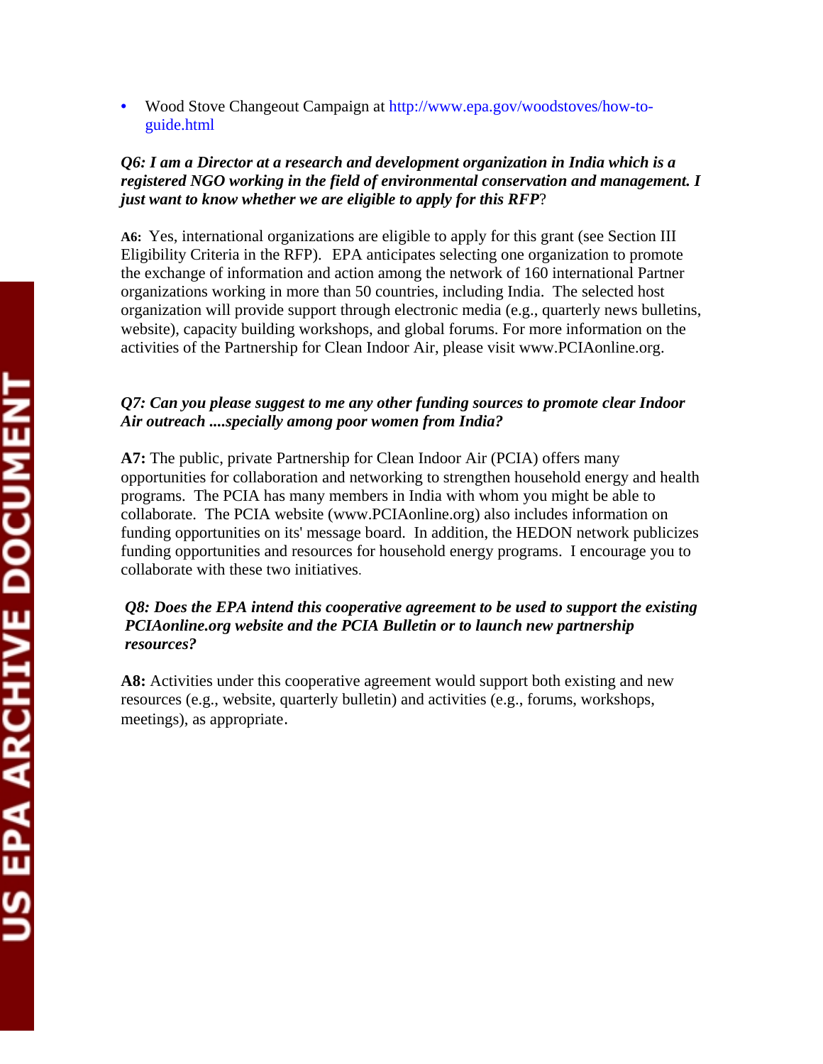- Wood Stove Changeout Campaign at http://www.epa.gov/woodstoves/how-to-guide.html

***Q6: I am a Director at a research and development organization in India which is a registered NGO working in the field of environmental conservation and management. I just want to know whether we are eligible to apply for this RFP***?

**A6:** Yes, international organizations are eligible to apply for this grant (see Section III Eligibility Criteria in the RFP). EPA anticipates selecting one organization to promote the exchange of information and action among the network of 160 international Partner organizations working in more than 50 countries, including India. The selected host organization will provide support through electronic media (e.g., quarterly news bulletins, website), capacity building workshops, and global forums. For more information on the activities of the Partnership for Clean Indoor Air, please visit www.PCIAonline.org.

***Q7: Can you please suggest to me any other funding sources to promote clear Indoor Air outreach ....specially among poor women from India?***

**A7:** The public, private Partnership for Clean Indoor Air (PCIA) offers many opportunities for collaboration and networking to strengthen household energy and health programs. The PCIA has many members in India with whom you might be able to collaborate. The PCIA website (www.PCIAonline.org) also includes information on funding opportunities on its' message board. In addition, the HEDON network publicizes funding opportunities and resources for household energy programs. I encourage you to collaborate with these two initiatives.

***Q8: Does the EPA intend this cooperative agreement to be used to support the existing PCIAonline.org website and the PCIA Bulletin or to launch new partnership resources?***

**A8:** Activities under this cooperative agreement would support both existing and new resources (e.g., website, quarterly bulletin) and activities (e.g., forums, workshops, meetings), as appropriate.